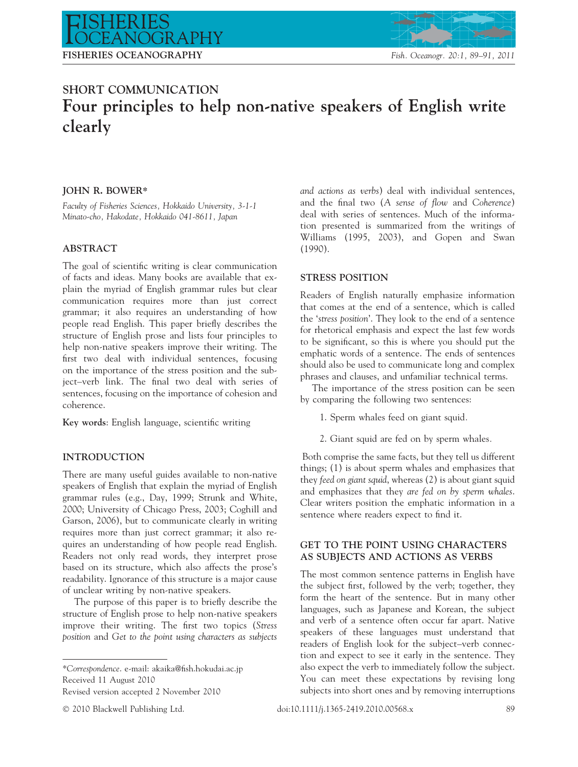## SHORT COMMUNICATION

# Four principles to help non-native speakers of English write clearly

**JOHN R. BOWER***

*Faculty of Fisheries Sciences, Hokkaido University, 3-1-1 Minato-cho, Hakodate, Hokkaido 041-8611, Japan*

## ABSTRACT

The goal of scientific writing is clear communication of facts and ideas. Many books are available that explain the myriad of English grammar rules but clear communication requires more than just correct grammar; it also requires an understanding of how people read English. This paper briefly describes the structure of English prose and lists four principles to help non-native speakers improve their writing. The first two deal with individual sentences, focusing on the importance of the stress position and the subject–verb link. The final two deal with series of sentences, focusing on the importance of cohesion and coherence.

**Key words**: English language, scientific writing

## INTRODUCTION

There are many useful guides available to non-native speakers of English that explain the myriad of English grammar rules (e.g., Day, 1999; Strunk and White, 2000; University of Chicago Press, 2003; Coghill and Garson, 2006), but to communicate clearly in writing requires more than just correct grammar; it also requires an understanding of how people read English. Readers not only read words, they interpret prose based on its structure, which also affects the prose's readability. Ignorance of this structure is a major cause of unclear writing by non-native speakers.

The purpose of this paper is to briefly describe the structure of English prose to help non-native speakers improve their writing. The first two topics (*Stress position* and *Get to the point using characters as subjects and actions as verbs*) deal with individual sentences, and the final two (*A sense of flow* and *Coherence*) deal with series of sentences. Much of the information presented is summarized from the writings of Williams (1995, 2003), and Gopen and Swan (1990).

*Correspondence. e-mail: akaika@fish.hokudai.ac.jp
Received 11 August 2010
Revised version accepted 2 November 2010

## STRESS POSITION

Readers of English naturally emphasize information that comes at the end of a sentence, which is called the '*stress position*'. They look to the end of a sentence for rhetorical emphasis and expect the last few words to be significant, so this is where you should put the emphatic words of a sentence. The ends of sentences should also be used to communicate long and complex phrases and clauses, and unfamiliar technical terms.

The importance of the stress position can be seen by comparing the following two sentences:

1. Sperm whales feed on giant squid.

2. Giant squid are fed on by sperm whales.

Both comprise the same facts, but they tell us different things; (1) is about sperm whales and emphasizes that they *feed on giant squid*, whereas (2) is about giant squid and emphasizes that they *are fed on by sperm whales*. Clear writers position the emphatic information in a sentence where readers expect to find it.

## GET TO THE POINT USING CHARACTERS AS SUBJECTS AND ACTIONS AS VERBS

The most common sentence patterns in English have the subject first, followed by the verb; together, they form the heart of the sentence. But in many other languages, such as Japanese and Korean, the subject and verb of a sentence often occur far apart. Native speakers of these languages must understand that readers of English look for the subject–verb connection and expect to see it early in the sentence. They also expect the verb to immediately follow the subject. You can meet these expectations by revising long subjects into short ones and by removing interruptions

© 2010 Blackwell Publishing Ltd. doi:10.1111/j.1365-2419.2010.00568.x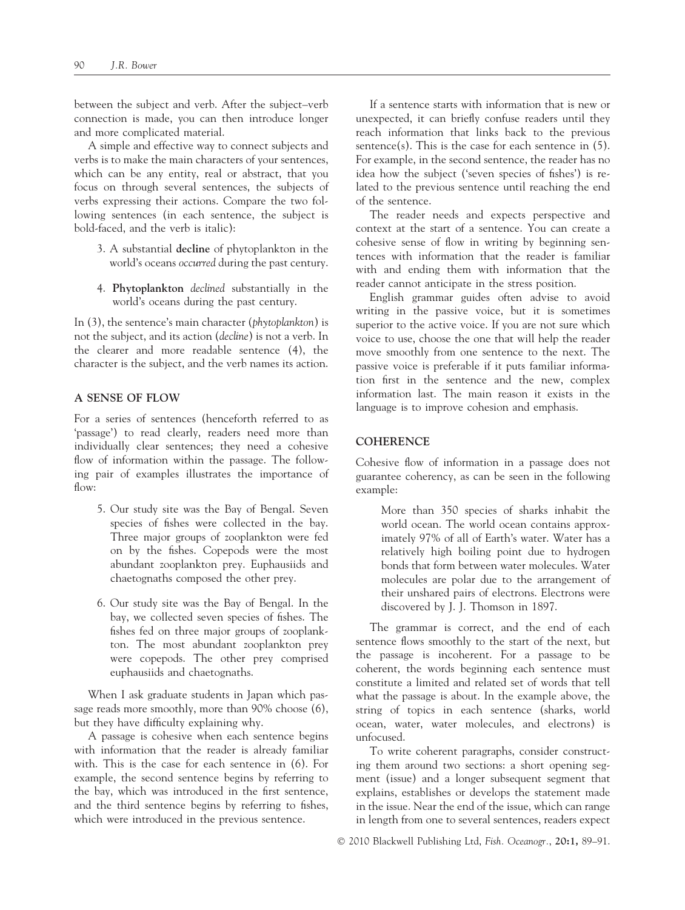between the subject and verb. After the subject–verb connection is made, you can then introduce longer and more complicated material.

A simple and effective way to connect subjects and verbs is to make the main characters of your sentences, which can be any entity, real or abstract, that you focus on through several sentences, the subjects of verbs expressing their actions. Compare the two following sentences (in each sentence, the subject is bold-faced, and the verb is italic):

3. A substantial **decline** of phytoplankton in the world's oceans *occurred* during the past century.

4. **Phytoplankton** *declined* substantially in the world's oceans during the past century.

In (3), the sentence's main character (*phytoplankton*) is not the subject, and its action (*decline*) is not a verb. In the clearer and more readable sentence (4), the character is the subject, and the verb names its action.

## A SENSE OF FLOW

For a series of sentences (henceforth referred to as 'passage') to read clearly, readers need more than individually clear sentences; they need a cohesive flow of information within the passage. The following pair of examples illustrates the importance of flow:

5. Our study site was the Bay of Bengal. Seven species of fishes were collected in the bay. Three major groups of zooplankton were fed on by the fishes. Copepods were the most abundant zooplankton prey. Euphausiids and chaetognaths composed the other prey.

6. Our study site was the Bay of Bengal. In the bay, we collected seven species of fishes. The fishes fed on three major groups of zooplankton. The most abundant zooplankton prey were copepods. The other prey comprised euphausiids and chaetognaths.

When I ask graduate students in Japan which passage reads more smoothly, more than 90% choose (6), but they have difficulty explaining why.

A passage is cohesive when each sentence begins with information that the reader is already familiar with. This is the case for each sentence in (6). For example, the second sentence begins by referring to the bay, which was introduced in the first sentence, and the third sentence begins by referring to fishes, which were introduced in the previous sentence.

If a sentence starts with information that is new or unexpected, it can briefly confuse readers until they reach information that links back to the previous sentence(s). This is the case for each sentence in (5). For example, in the second sentence, the reader has no idea how the subject ('seven species of fishes') is related to the previous sentence until reaching the end of the sentence.

The reader needs and expects perspective and context at the start of a sentence. You can create a cohesive sense of flow in writing by beginning sentences with information that the reader is familiar with and ending them with information that the reader cannot anticipate in the stress position.

English grammar guides often advise to avoid writing in the passive voice, but it is sometimes superior to the active voice. If you are not sure which voice to use, choose the one that will help the reader move smoothly from one sentence to the next. The passive voice is preferable if it puts familiar information first in the sentence and the new, complex information last. The main reason it exists in the language is to improve cohesion and emphasis.

## COHERENCE

Cohesive flow of information in a passage does not guarantee coherency, as can be seen in the following example:

> More than 350 species of sharks inhabit the world ocean. The world ocean contains approximately 97% of all of Earth's water. Water has a relatively high boiling point due to hydrogen bonds that form between water molecules. Water molecules are polar due to the arrangement of their unshared pairs of electrons. Electrons were discovered by J. J. Thomson in 1897.

The grammar is correct, and the end of each sentence flows smoothly to the start of the next, but the passage is incoherent. For a passage to be coherent, the words beginning each sentence must constitute a limited and related set of words that tell what the passage is about. In the example above, the string of topics in each sentence (sharks, world ocean, water, water molecules, and electrons) is unfocused.

To write coherent paragraphs, consider constructing them around two sections: a short opening segment (issue) and a longer subsequent segment that explains, establishes or develops the statement made in the issue. Near the end of the issue, which can range in length from one to several sentences, readers expect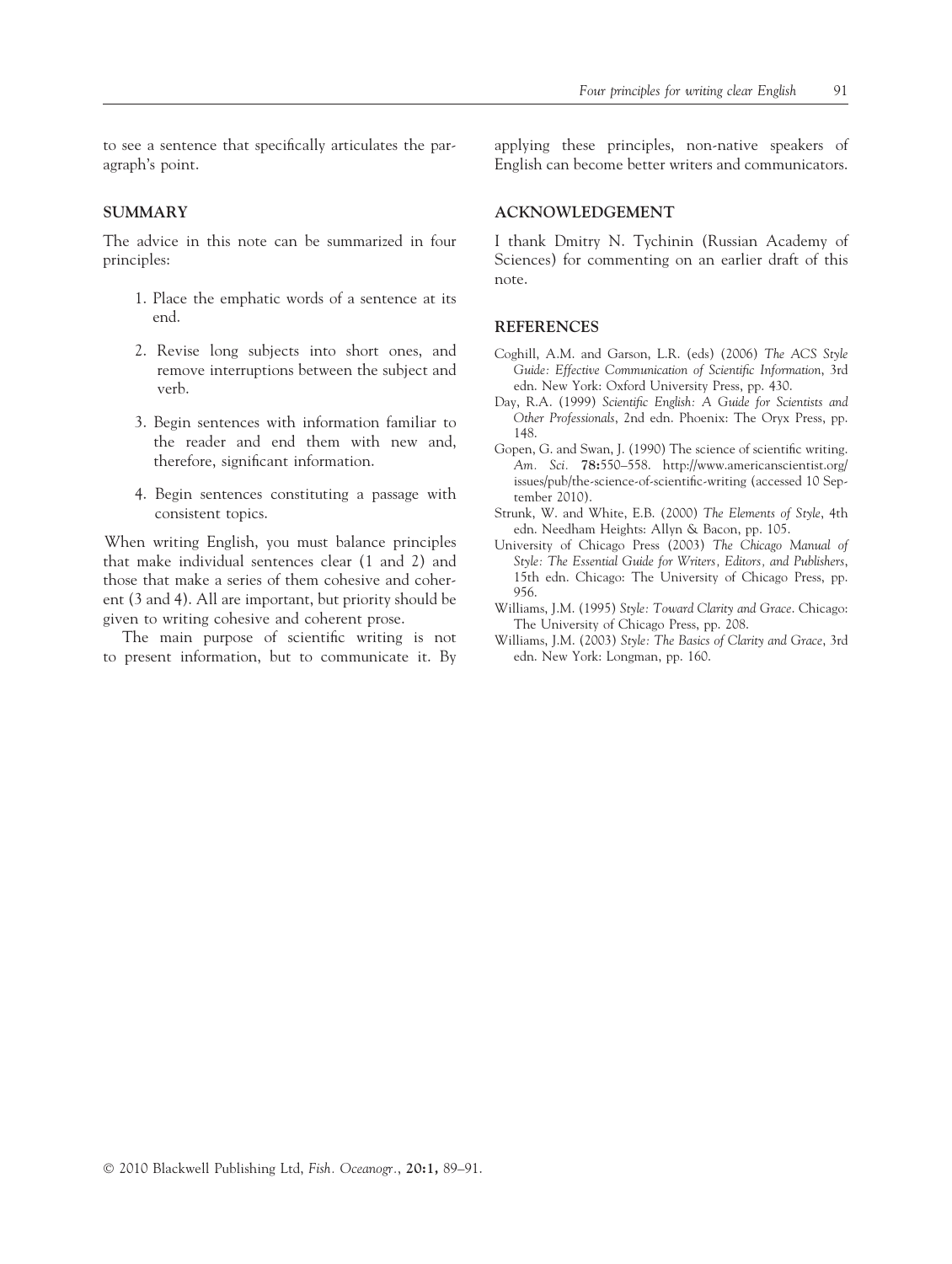to see a sentence that specifically articulates the paragraph's point.

## SUMMARY

The advice in this note can be summarized in four principles:

1. Place the emphatic words of a sentence at its end.
2. Revise long subjects into short ones, and remove interruptions between the subject and verb.
3. Begin sentences with information familiar to the reader and end them with new and, therefore, significant information.
4. Begin sentences constituting a passage with consistent topics.

When writing English, you must balance principles that make individual sentences clear (1 and 2) and those that make a series of them cohesive and coherent (3 and 4). All are important, but priority should be given to writing cohesive and coherent prose.

The main purpose of scientific writing is not to present information, but to communicate it. By applying these principles, non-native speakers of English can become better writers and communicators.

## ACKNOWLEDGEMENT

I thank Dmitry N. Tychinin (Russian Academy of Sciences) for commenting on an earlier draft of this note.

## REFERENCES

Coghill, A.M. and Garson, L.R. (eds) (2006) *The ACS Style Guide: Effective Communication of Scientific Information*, 3rd edn. New York: Oxford University Press, pp. 430.

Day, R.A. (1999) *Scientific English: A Guide for Scientists and Other Professionals*, 2nd edn. Phoenix: The Oryx Press, pp. 148.

Gopen, G. and Swan, J. (1990) The science of scientific writing. *Am. Sci.* **78:**550–558. http://www.americanscientist.org/issues/pub/the-science-of-scientific-writing (accessed 10 September 2010).

Strunk, W. and White, E.B. (2000) *The Elements of Style*, 4th edn. Needham Heights: Allyn & Bacon, pp. 105.

University of Chicago Press (2003) *The Chicago Manual of Style: The Essential Guide for Writers, Editors, and Publishers*, 15th edn. Chicago: The University of Chicago Press, pp. 956.

Williams, J.M. (1995) *Style: Toward Clarity and Grace*. Chicago: The University of Chicago Press, pp. 208.

Williams, J.M. (2003) *Style: The Basics of Clarity and Grace*, 3rd edn. New York: Longman, pp. 160.